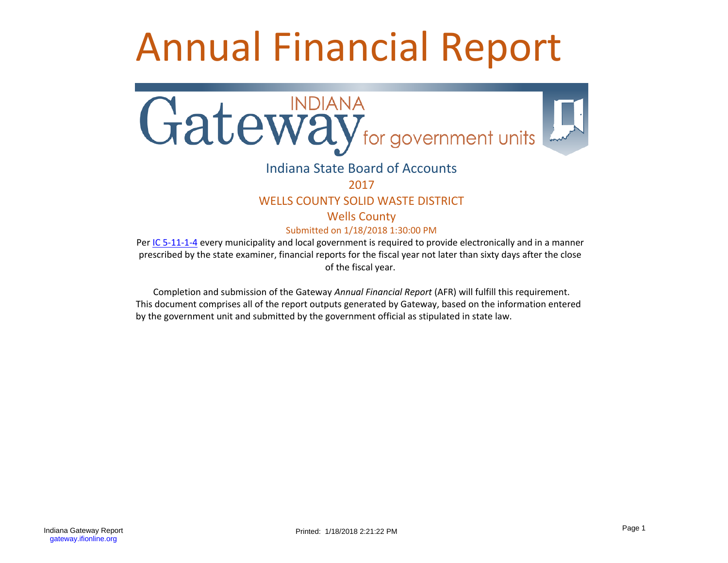# Annual Financial Report

INDIANA

Gateway for government units

Indiana State Board of Accounts

2017

WELLS COUNTY SOLID WASTE DISTRICT

Wells County

Submitted on 1/18/2018 1:30:00 PM

Per IC 5-11-1-4 every municipality and local government is required to provide electronically and in a manner prescribed by the state examiner, financial reports for the fiscal year not later than sixty days after the close of the fiscal year.

Completion and submission of the Gateway *Annual Financial Report* (AFR) will fulfill this requirement. This document comprises all of the report outputs generated by Gateway, based on the information entered by the government unit and submitted by the government official as stipulated in state law.

Indiana Gateway Report
gateway.ifionline.org

Printed: 1/18/2018 2:21:22 PM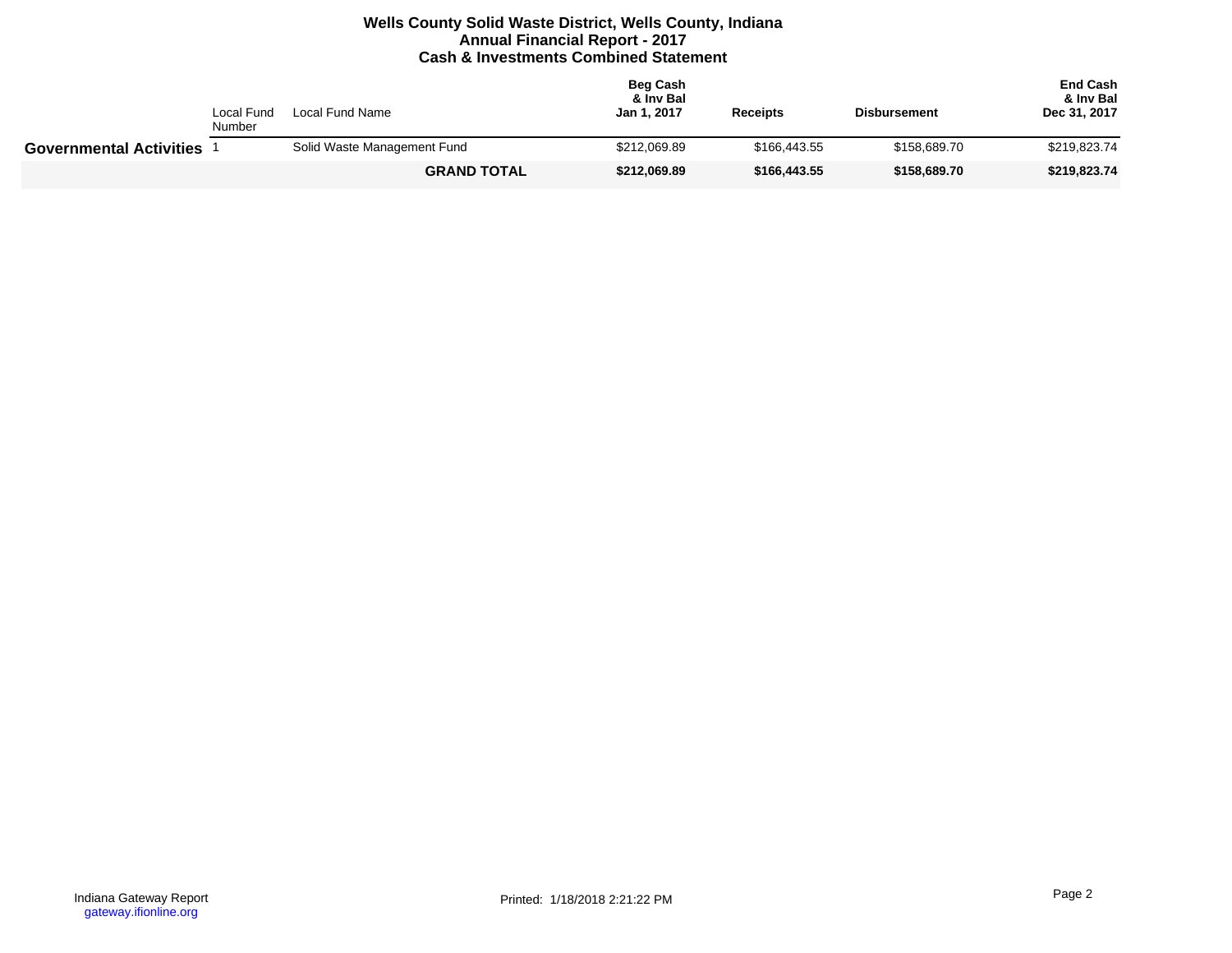# Wells County Solid Waste District, Wells County, Indiana
## Annual Financial Report - 2017
## Cash & Investments Combined Statement

| | Local Fund Number | Local Fund Name | Beg Cash & Inv Bal Jan 1, 2017 | Receipts | Disbursement | End Cash & Inv Bal Dec 31, 2017 |
|---|---|---|---|---|---|---|
| **Governmental Activities** | 1 | Solid Waste Management Fund | $212,069.89 | $166,443.55 | $158,689.70 | $219,823.74 |
| | | **GRAND TOTAL** | **$212,069.89** | **$166,443.55** | **$158,689.70** | **$219,823.74** |

Indiana Gateway Report
gateway.ifionline.org

Printed: 1/18/2018 2:21:22 PM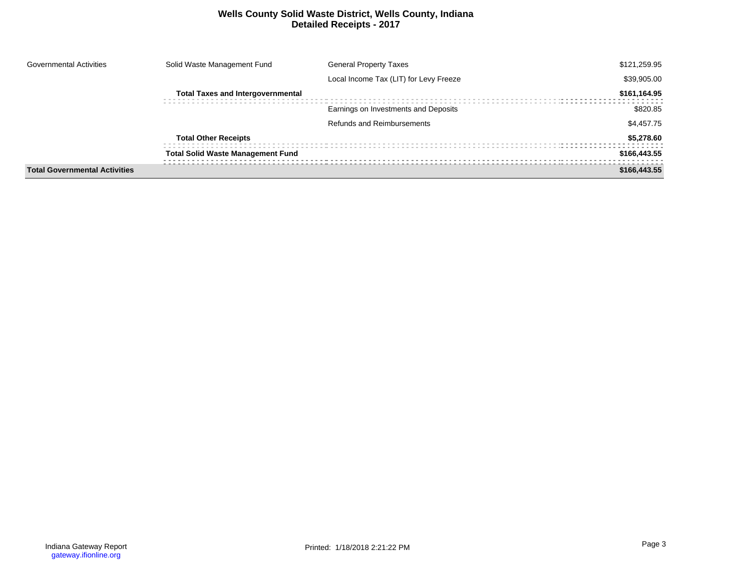# Wells County Solid Waste District, Wells County, Indiana
## Detailed Receipts - 2017

| | | | |
|---|---|---|---|
| Governmental Activities | Solid Waste Management Fund | General Property Taxes | $121,259.95 |
| | | Local Income Tax (LIT) for Levy Freeze | $39,905.00 |
| | **Total Taxes and Intergovernmental** | | **$161,164.95** |
| | | Earnings on Investments and Deposits | $820.85 |
| | | Refunds and Reimbursements | $4,457.75 |
| | **Total Other Receipts** | | **$5,278.60** |
| | **Total Solid Waste Management Fund** | | **$166,443.55** |
| **Total Governmental Activities** | | | **$166,443.55** |

Indiana Gateway Report
gateway.ifionline.org

Printed: 1/18/2018 2:21:22 PM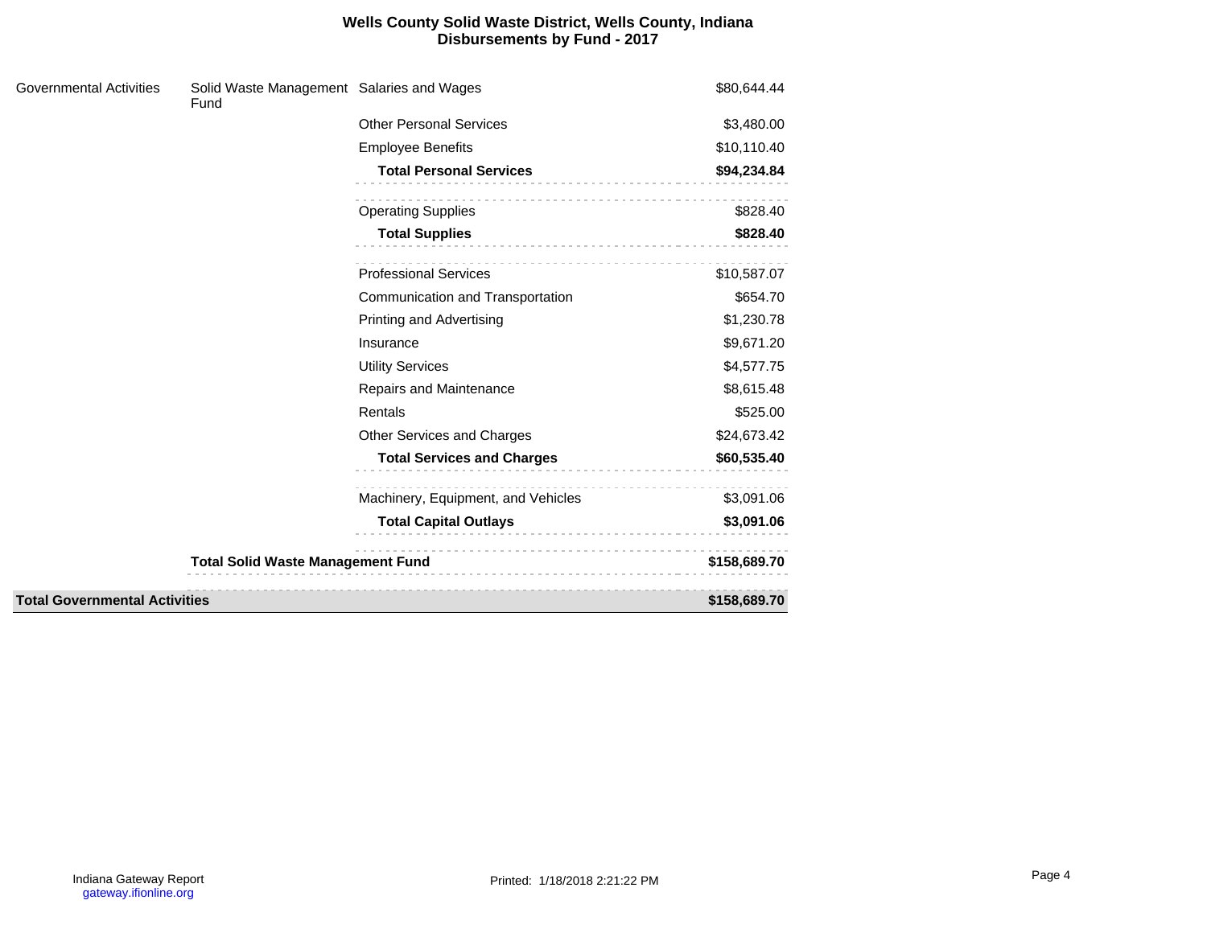# Wells County Solid Waste District, Wells County, Indiana
## Disbursements by Fund - 2017

| | | | |
|---|---|---|---|
| Governmental Activities | Solid Waste Management Fund | Salaries and Wages | $80,644.44 |
| | | Other Personal Services | $3,480.00 |
| | | Employee Benefits | $10,110.40 |
| | | **Total Personal Services** | **$94,234.84** |
| | | Operating Supplies | $828.40 |
| | | **Total Supplies** | **$828.40** |
| | | Professional Services | $10,587.07 |
| | | Communication and Transportation | $654.70 |
| | | Printing and Advertising | $1,230.78 |
| | | Insurance | $9,671.20 |
| | | Utility Services | $4,577.75 |
| | | Repairs and Maintenance | $8,615.48 |
| | | Rentals | $525.00 |
| | | Other Services and Charges | $24,673.42 |
| | | **Total Services and Charges** | **$60,535.40** |
| | | Machinery, Equipment, and Vehicles | $3,091.06 |
| | | **Total Capital Outlays** | **$3,091.06** |
| | **Total Solid Waste Management Fund** | | **$158,689.70** |
| **Total Governmental Activities** | | | **$158,689.70** |

Indiana Gateway Report
gateway.ifionline.org

Printed: 1/18/2018 2:21:22 PM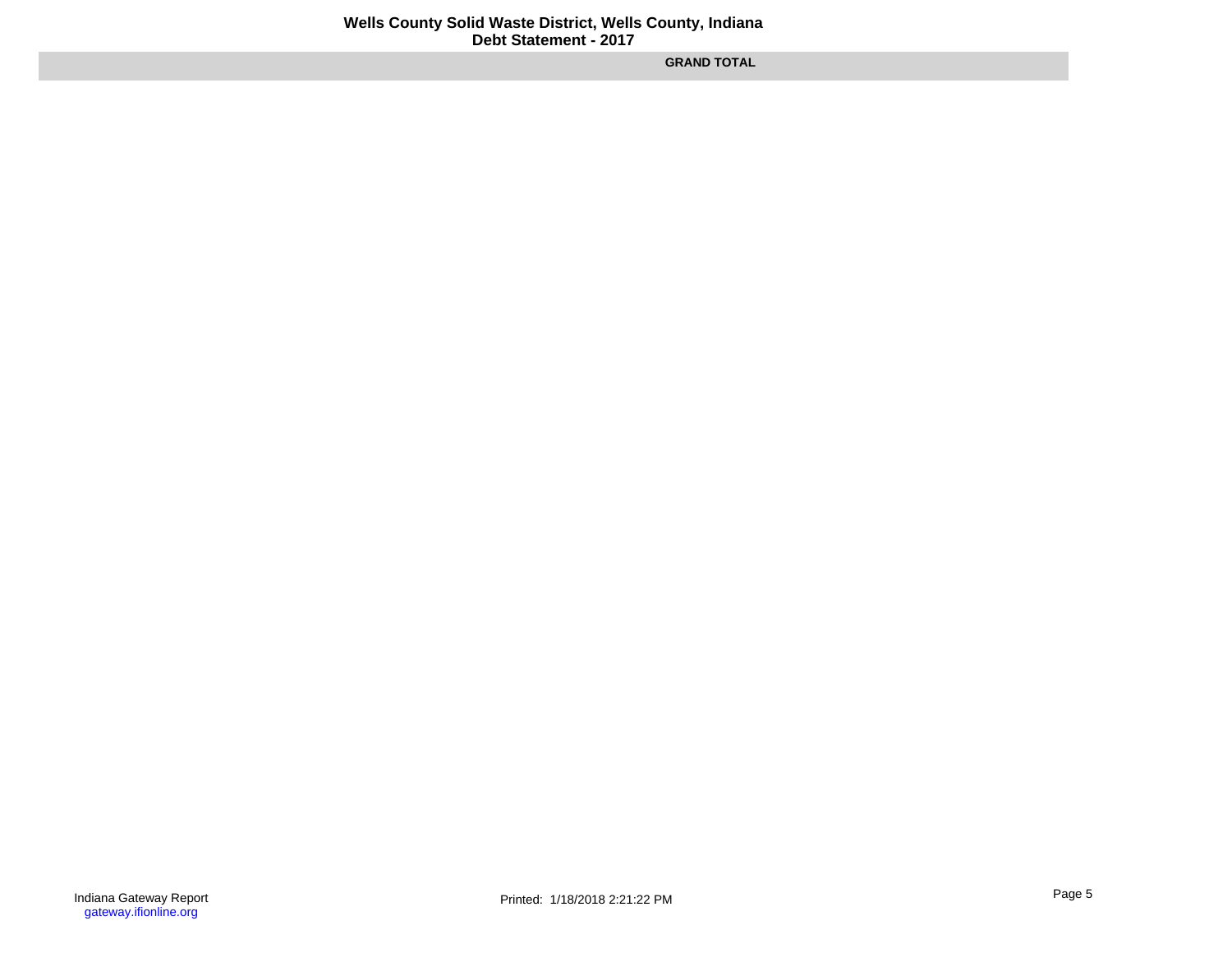**Wells County Solid Waste District, Wells County, Indiana**
**Debt Statement - 2017**

| GRAND TOTAL |
|---|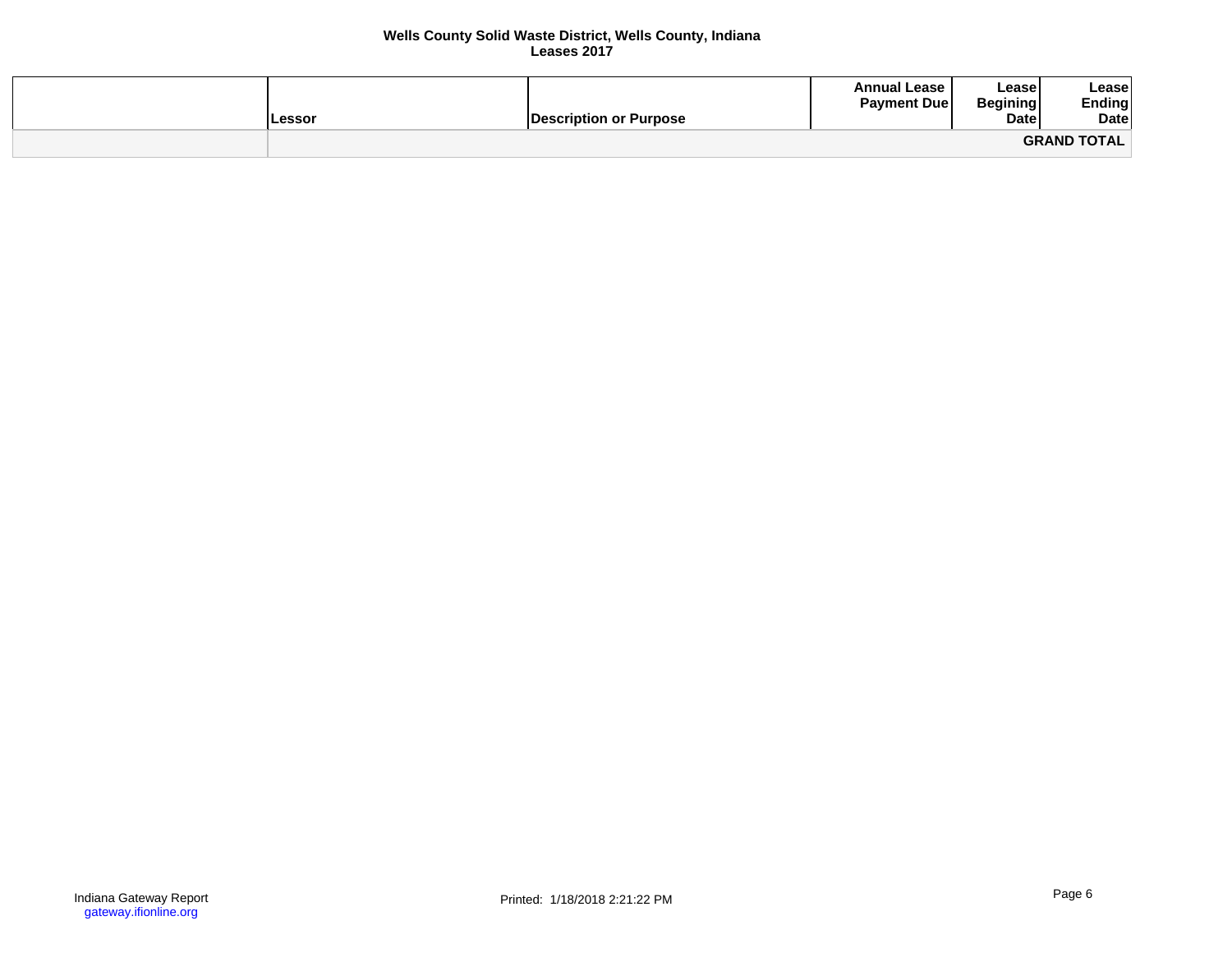**Wells County Solid Waste District, Wells County, Indiana**
**Leases 2017**

| | Lessor | Description or Purpose | Annual Lease Payment Due | Lease Begining Date | Lease Ending Date |
|---|---|---|---|---|---|
| | | | | | **GRAND TOTAL** |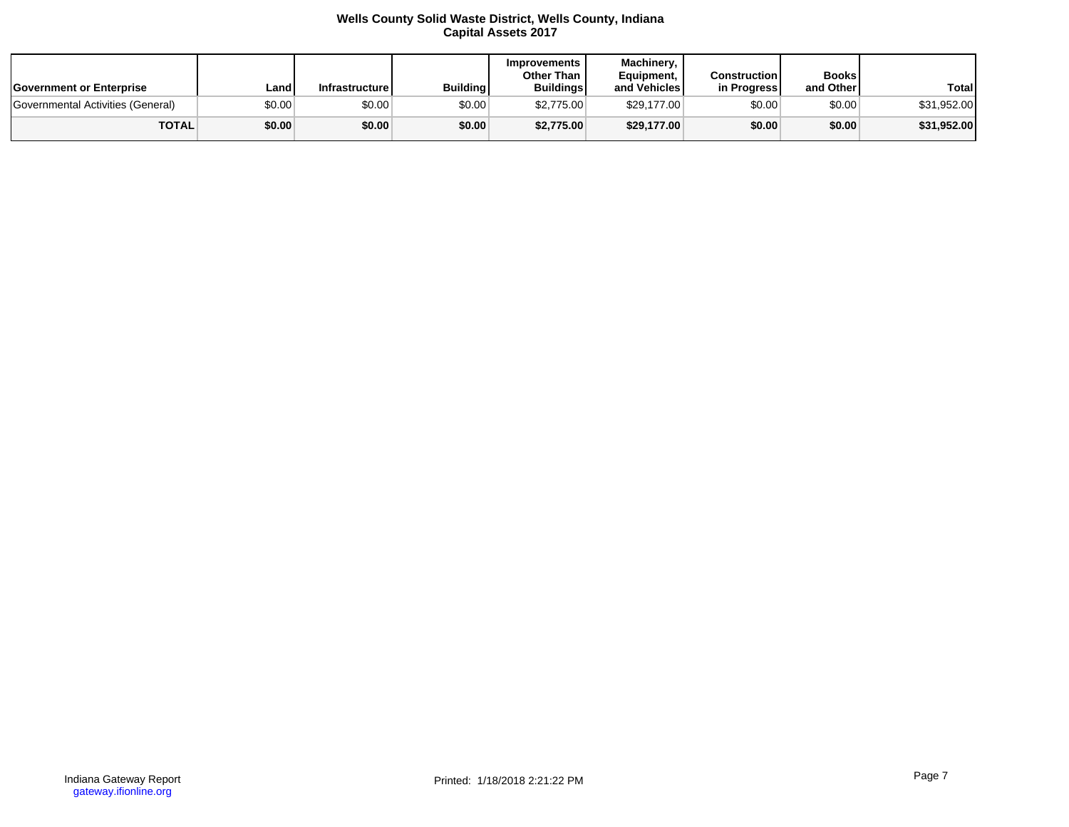**Wells County Solid Waste District, Wells County, Indiana**
**Capital Assets 2017**

| Government or Enterprise | Land | Infrastructure | Building | Improvements Other Than Buildings | Machinery, Equipment, and Vehicles | Construction in Progress | Books and Other | Total |
|---|---|---|---|---|---|---|---|---|
| Governmental Activities (General) | $0.00 | $0.00 | $0.00 | $2,775.00 | $29,177.00 | $0.00 | $0.00 | $31,952.00 |
| **TOTAL** | **$0.00** | **$0.00** | **$0.00** | **$2,775.00** | **$29,177.00** | **$0.00** | **$0.00** | **$31,952.00** |

Indiana Gateway Report
gateway.ifionline.org

Printed: 1/18/2018 2:21:22 PM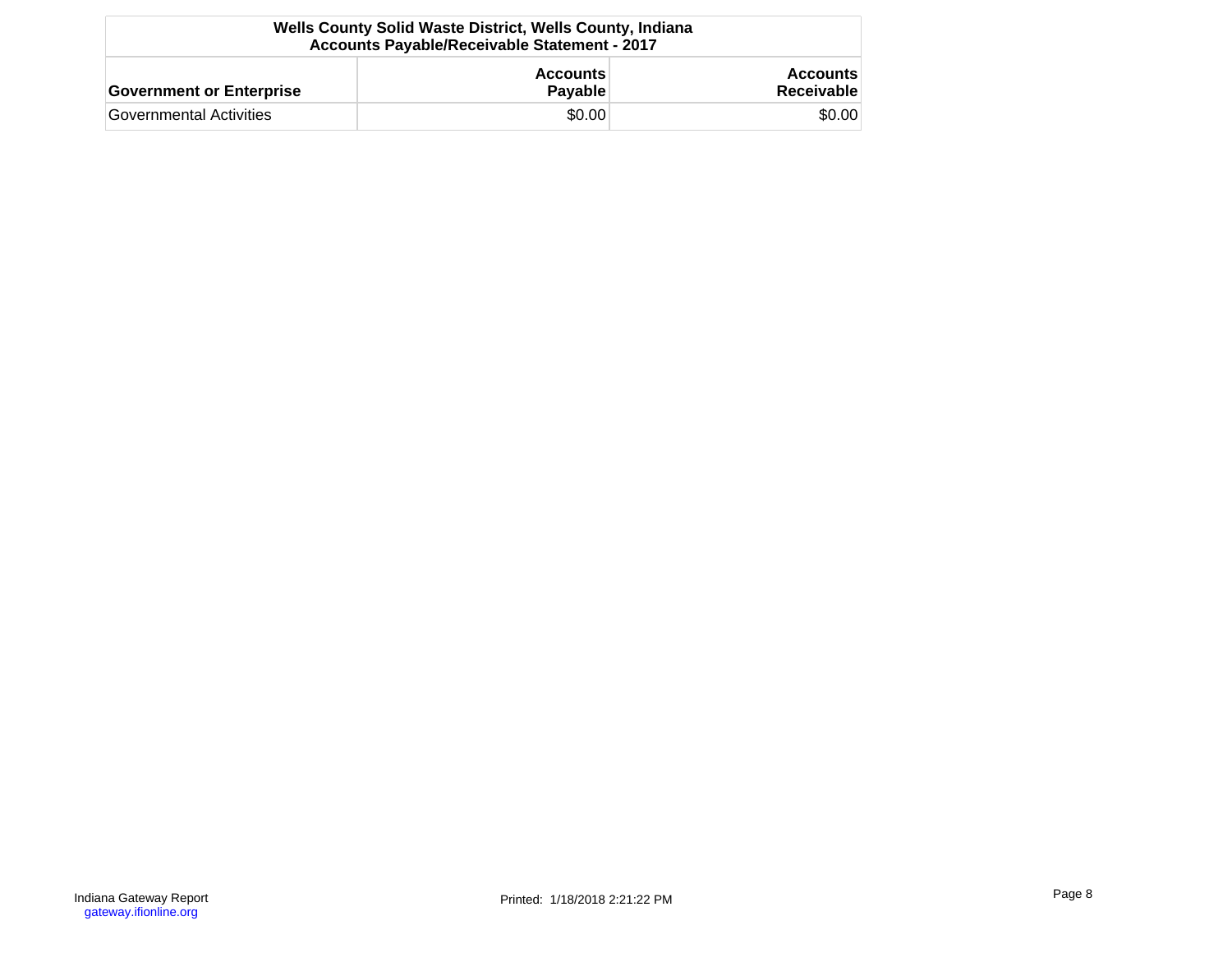| Wells County Solid Waste District, Wells County, Indiana<br>Accounts Payable/Receivable Statement - 2017 | | |
|---|---|---|
| **Government or Enterprise** | **Accounts Payable** | **Accounts Receivable** |
| Governmental Activities | $0.00 | $0.00 |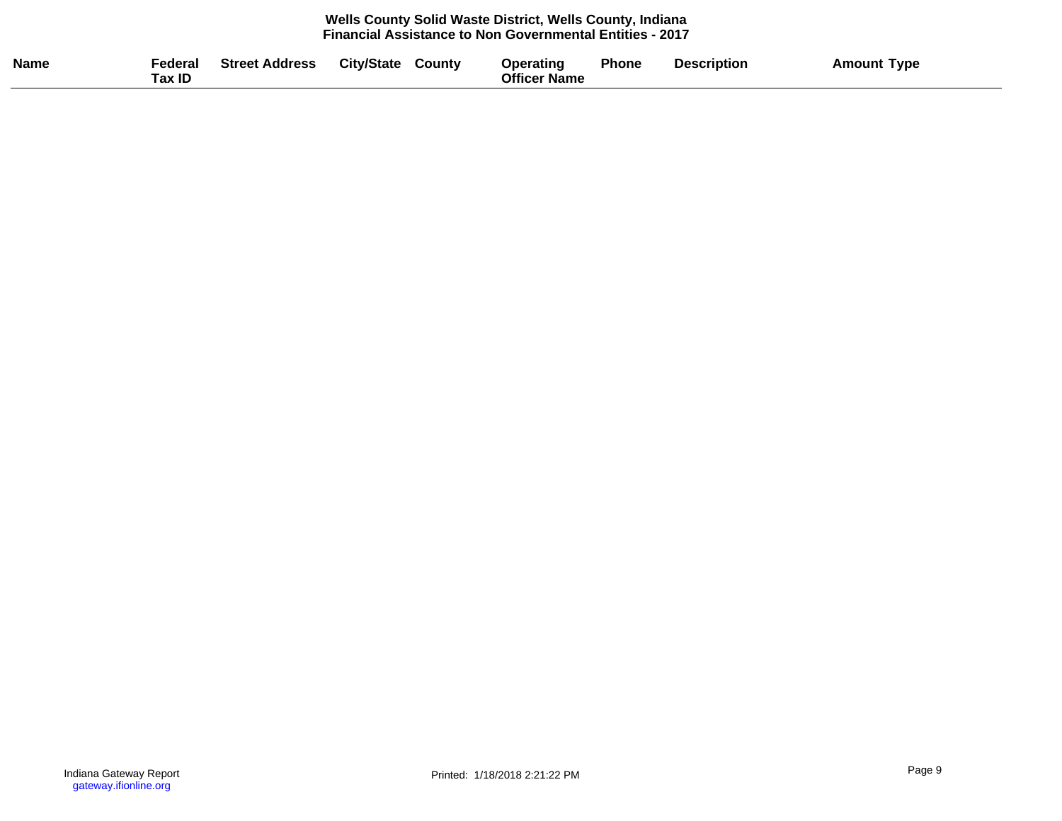**Wells County Solid Waste District, Wells County, Indiana**
**Financial Assistance to Non Governmental Entities - 2017**

| Name | Federal Tax ID | Street Address | City/State | County | Operating Officer Name | Phone | Description | Amount | Type |
|---|---|---|---|---|---|---|---|---|---|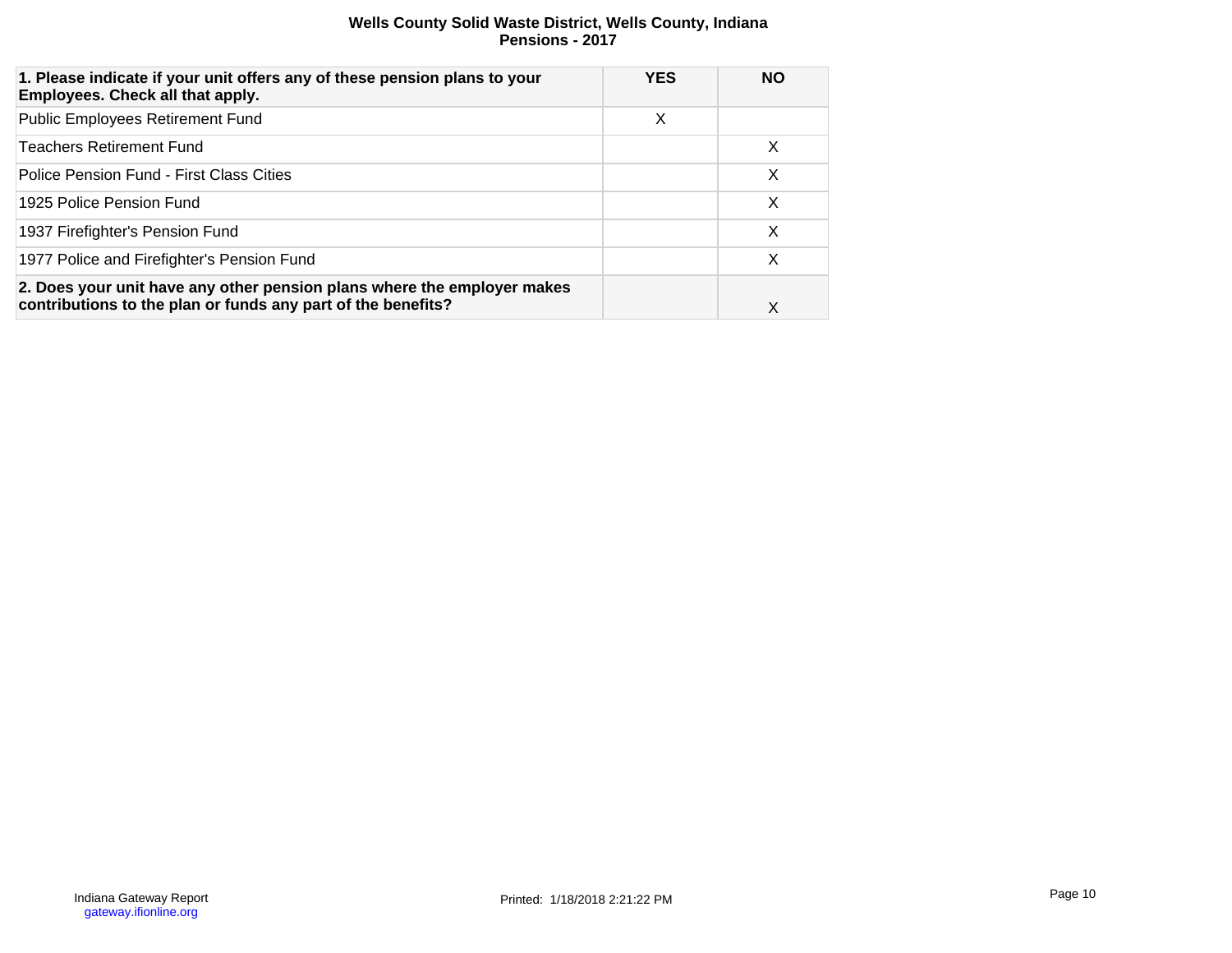# Wells County Solid Waste District, Wells County, Indiana
## Pensions - 2017

| 1. Please indicate if your unit offers any of these pension plans to your Employees. Check all that apply. | YES | NO |
|---|---|---|
| Public Employees Retirement Fund | X | |
| Teachers Retirement Fund | | X |
| Police Pension Fund - First Class Cities | | X |
| 1925 Police Pension Fund | | X |
| 1937 Firefighter's Pension Fund | | X |
| 1977 Police and Firefighter's Pension Fund | | X |
| **2. Does your unit have any other pension plans where the employer makes contributions to the plan or funds any part of the benefits?** | | X |

Indiana Gateway Report
gateway.ifionline.org

Printed: 1/18/2018 2:21:22 PM